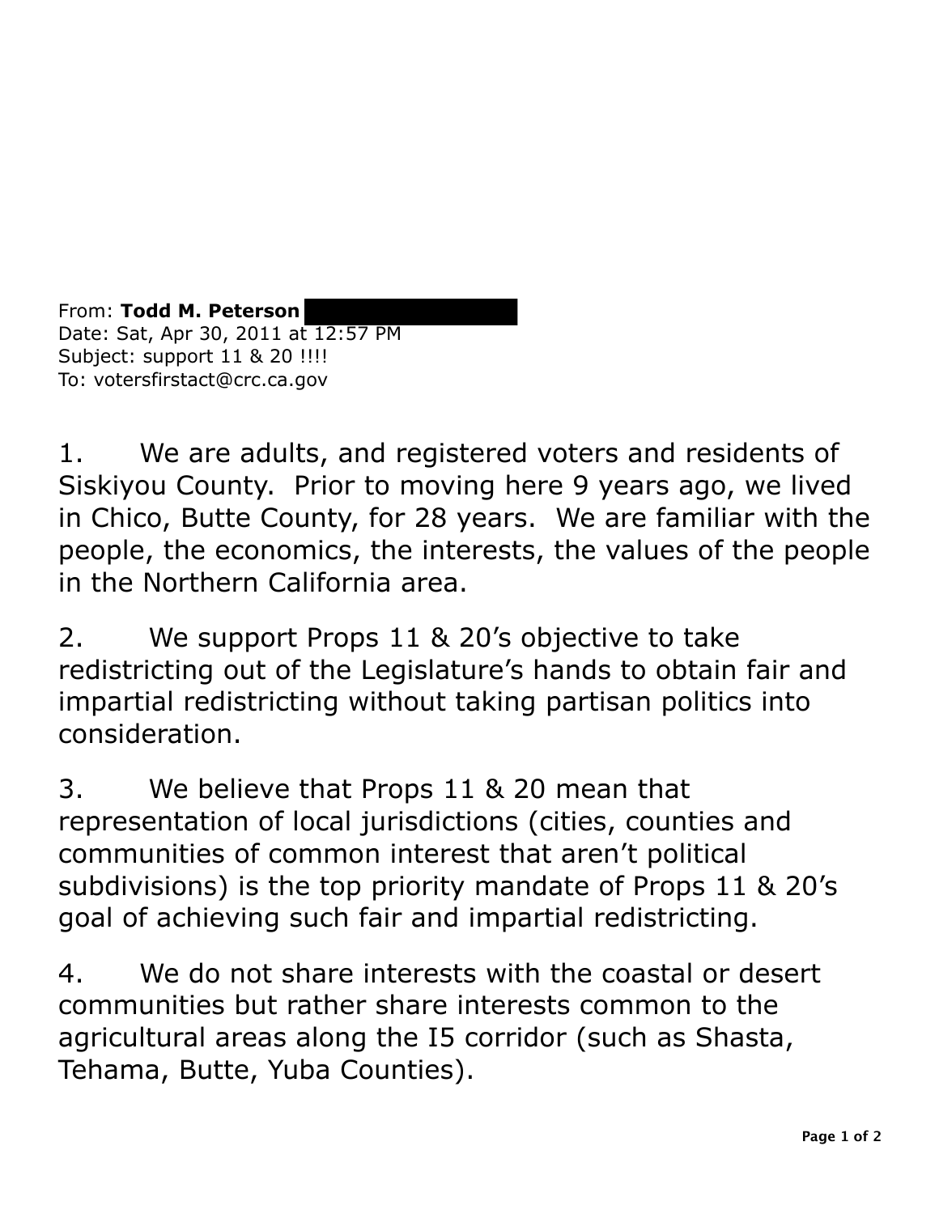From: **Todd M. Peterson** 
Date: Sat, Apr 30, 2011 at 12:57 PM
Subject: support 11 & 20 !!!!
To: votersfirstact@crc.ca.gov

1. We are adults, and registered voters and residents of Siskiyou County. Prior to moving here 9 years ago, we lived in Chico, Butte County, for 28 years. We are familiar with the people, the economics, the interests, the values of the people in the Northern California area.

2. We support Props 11 & 20's objective to take redistricting out of the Legislature's hands to obtain fair and impartial redistricting without taking partisan politics into consideration.

3. We believe that Props 11 & 20 mean that representation of local jurisdictions (cities, counties and communities of common interest that aren't political subdivisions) is the top priority mandate of Props 11 & 20's goal of achieving such fair and impartial redistricting.

4. We do not share interests with the coastal or desert communities but rather share interests common to the agricultural areas along the I5 corridor (such as Shasta, Tehama, Butte, Yuba Counties).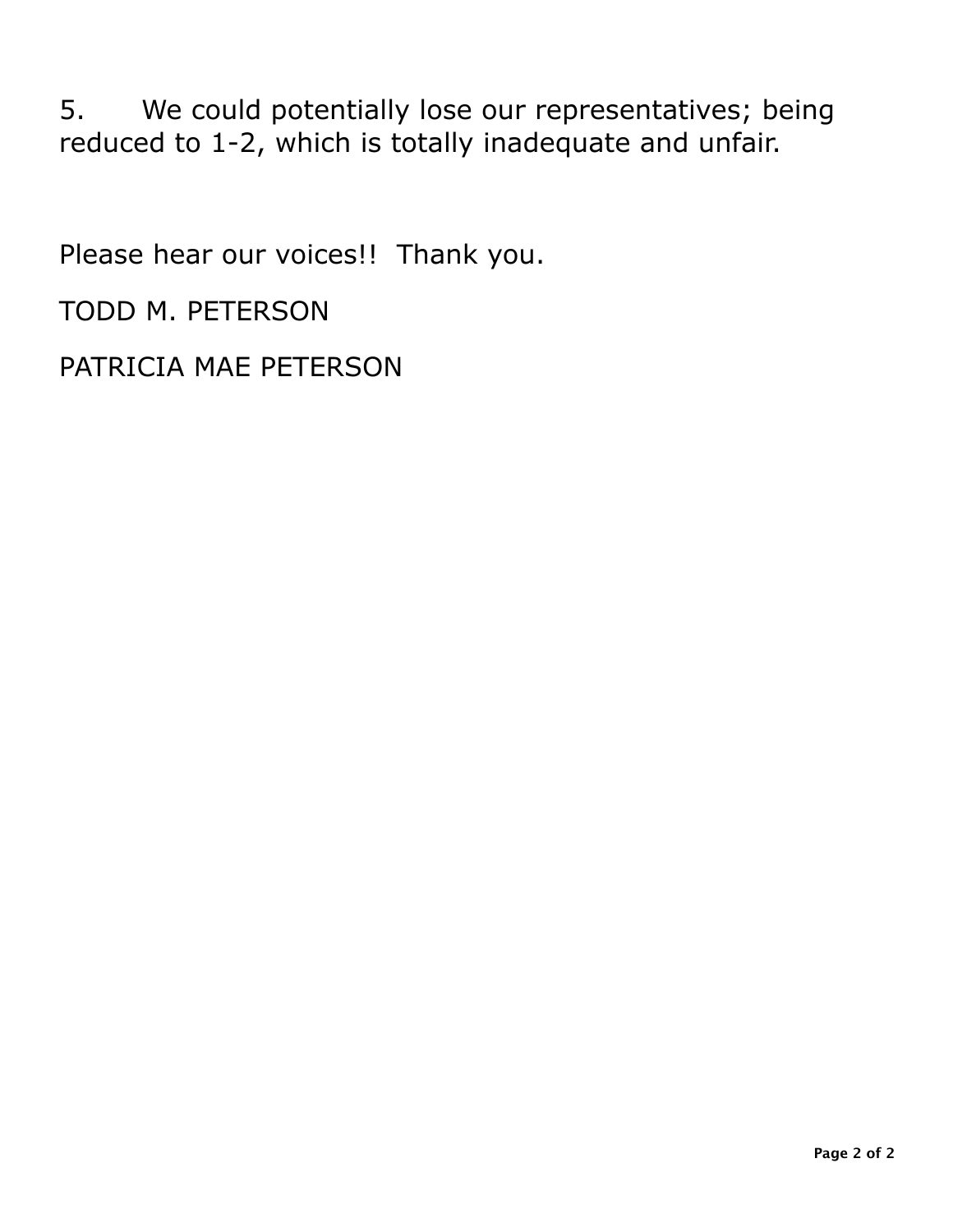5. We could potentially lose our representatives; being reduced to 1-2, which is totally inadequate and unfair.

Please hear our voices!! Thank you.

TODD M. PETERSON

PATRICIA MAE PETERSON